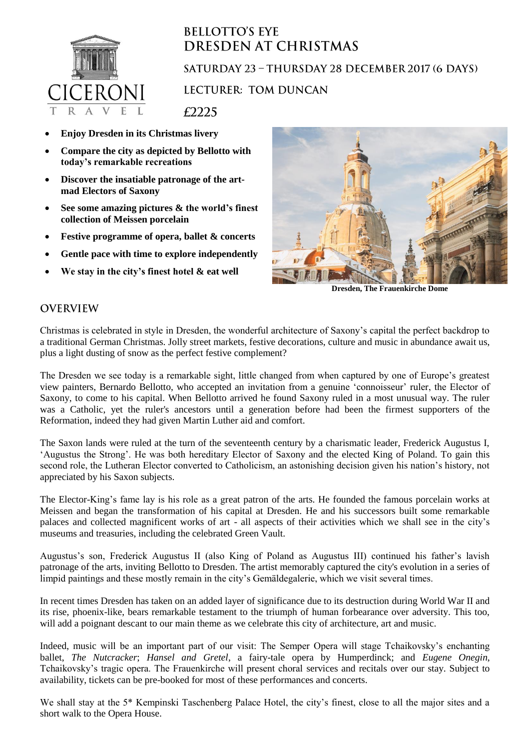# BELLOTTO'S EYE
# DRESDEN AT CHRISTMAS

## SATURDAY 23 – THURSDAY 28 DECEMBER 2017 (6 DAYS)

## LECTURER: TOM DUNCAN

## £2225

- **Enjoy Dresden in its Christmas livery**
- **Compare the city as depicted by Bellotto with today's remarkable recreations**
- **Discover the insatiable patronage of the art-mad Electors of Saxony**
- **See some amazing pictures & the world's finest collection of Meissen porcelain**
- **Festive programme of opera, ballet & concerts**
- **Gentle pace with time to explore independently**
- **We stay in the city's finest hotel & eat well**

**Dresden, The Frauenkirche Dome**

## OVERVIEW

Christmas is celebrated in style in Dresden, the wonderful architecture of Saxony's capital the perfect backdrop to a traditional German Christmas. Jolly street markets, festive decorations, culture and music in abundance await us, plus a light dusting of snow as the perfect festive complement?

The Dresden we see today is a remarkable sight, little changed from when captured by one of Europe's greatest view painters, Bernardo Bellotto, who accepted an invitation from a genuine 'connoisseur' ruler, the Elector of Saxony, to come to his capital. When Bellotto arrived he found Saxony ruled in a most unusual way. The ruler was a Catholic, yet the ruler's ancestors until a generation before had been the firmest supporters of the Reformation, indeed they had given Martin Luther aid and comfort.

The Saxon lands were ruled at the turn of the seventeenth century by a charismatic leader, Frederick Augustus I, 'Augustus the Strong'. He was both hereditary Elector of Saxony and the elected King of Poland. To gain this second role, the Lutheran Elector converted to Catholicism, an astonishing decision given his nation's history, not appreciated by his Saxon subjects.

The Elector-King's fame lay is his role as a great patron of the arts. He founded the famous porcelain works at Meissen and began the transformation of his capital at Dresden. He and his successors built some remarkable palaces and collected magnificent works of art - all aspects of their activities which we shall see in the city's museums and treasuries, including the celebrated Green Vault.

Augustus's son, Frederick Augustus II (also King of Poland as Augustus III) continued his father's lavish patronage of the arts, inviting Bellotto to Dresden. The artist memorably captured the city's evolution in a series of limpid paintings and these mostly remain in the city's Gemäldegalerie, which we visit several times.

In recent times Dresden has taken on an added layer of significance due to its destruction during World War II and its rise, phoenix-like, bears remarkable testament to the triumph of human forbearance over adversity. This too, will add a poignant descant to our main theme as we celebrate this city of architecture, art and music.

Indeed, music will be an important part of our visit: The Semper Opera will stage Tchaikovsky's enchanting ballet, *The Nutcracker*; *Hansel and Gretel*, a fairy-tale opera by Humperdinck; and *Eugene Onegin*, Tchaikovsky's tragic opera. The Frauenkirche will present choral services and recitals over our stay. Subject to availability, tickets can be pre-booked for most of these performances and concerts.

We shall stay at the 5* Kempinski Taschenberg Palace Hotel, the city's finest, close to all the major sites and a short walk to the Opera House.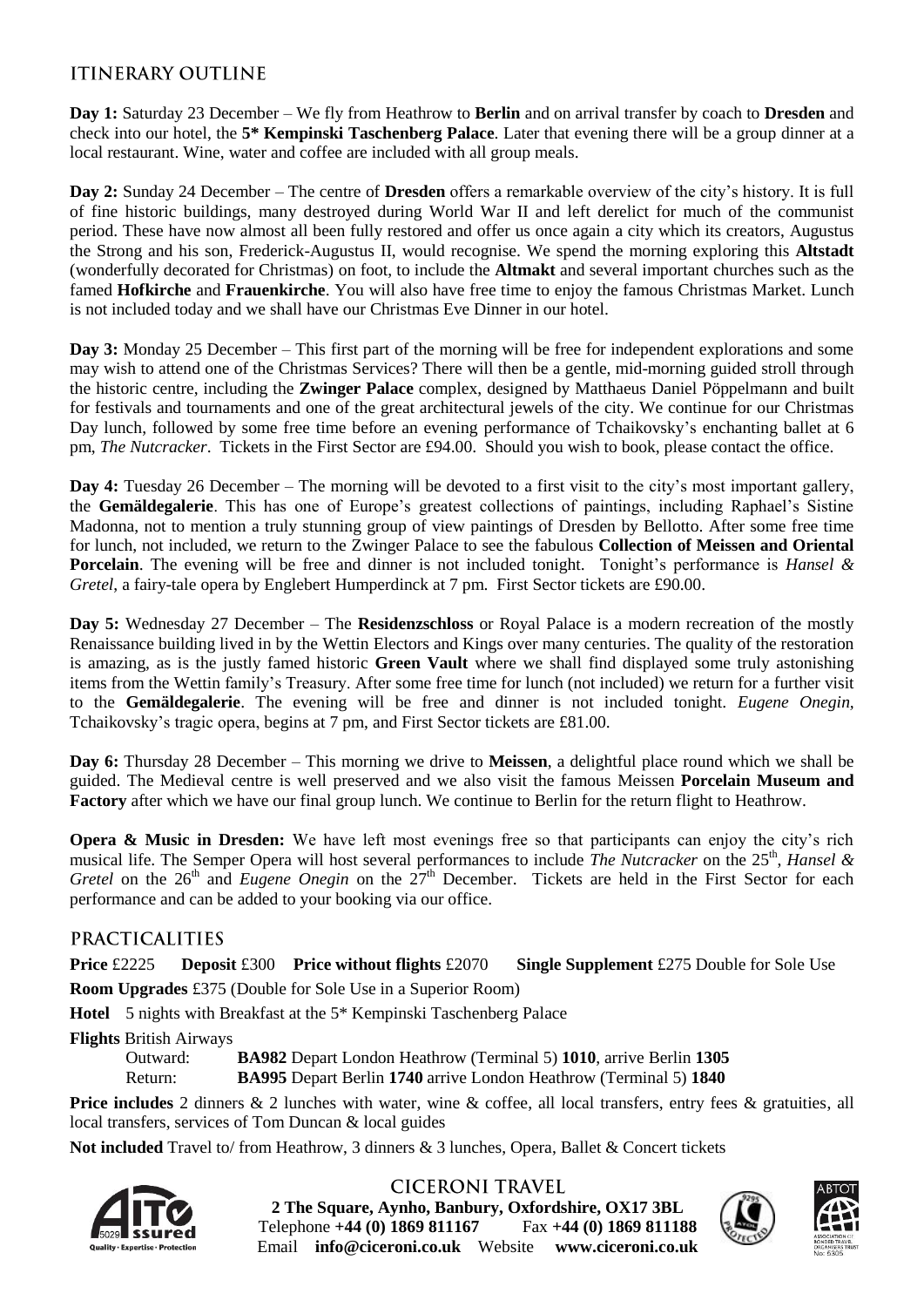## ITINERARY OUTLINE

**Day 1:** Saturday 23 December – We fly from Heathrow to **Berlin** and on arrival transfer by coach to **Dresden** and check into our hotel, the **5\* Kempinski Taschenberg Palace**. Later that evening there will be a group dinner at a local restaurant. Wine, water and coffee are included with all group meals.

**Day 2:** Sunday 24 December – The centre of **Dresden** offers a remarkable overview of the city's history. It is full of fine historic buildings, many destroyed during World War II and left derelict for much of the communist period. These have now almost all been fully restored and offer us once again a city which its creators, Augustus the Strong and his son, Frederick-Augustus II, would recognise. We spend the morning exploring this **Altstadt** (wonderfully decorated for Christmas) on foot, to include the **Altmakt** and several important churches such as the famed **Hofkirche** and **Frauenkirche**. You will also have free time to enjoy the famous Christmas Market. Lunch is not included today and we shall have our Christmas Eve Dinner in our hotel.

**Day 3:** Monday 25 December – This first part of the morning will be free for independent explorations and some may wish to attend one of the Christmas Services? There will then be a gentle, mid-morning guided stroll through the historic centre, including the **Zwinger Palace** complex, designed by Matthaeus Daniel Pöppelmann and built for festivals and tournaments and one of the great architectural jewels of the city. We continue for our Christmas Day lunch, followed by some free time before an evening performance of Tchaikovsky's enchanting ballet at 6 pm, *The Nutcracker*. Tickets in the First Sector are £94.00. Should you wish to book, please contact the office.

**Day 4:** Tuesday 26 December – The morning will be devoted to a first visit to the city's most important gallery, the **Gemäldegalerie**. This has one of Europe's greatest collections of paintings, including Raphael's Sistine Madonna, not to mention a truly stunning group of view paintings of Dresden by Bellotto. After some free time for lunch, not included, we return to the Zwinger Palace to see the fabulous **Collection of Meissen and Oriental Porcelain**. The evening will be free and dinner is not included tonight. Tonight's performance is *Hansel & Gretel*, a fairy-tale opera by Englebert Humperdinck at 7 pm. First Sector tickets are £90.00.

**Day 5:** Wednesday 27 December – The **Residenzschloss** or Royal Palace is a modern recreation of the mostly Renaissance building lived in by the Wettin Electors and Kings over many centuries. The quality of the restoration is amazing, as is the justly famed historic **Green Vault** where we shall find displayed some truly astonishing items from the Wettin family's Treasury. After some free time for lunch (not included) we return for a further visit to the **Gemäldegalerie**. The evening will be free and dinner is not included tonight. *Eugene Onegin*, Tchaikovsky's tragic opera, begins at 7 pm, and First Sector tickets are £81.00.

**Day 6:** Thursday 28 December – This morning we drive to **Meissen**, a delightful place round which we shall be guided. The Medieval centre is well preserved and we also visit the famous Meissen **Porcelain Museum and Factory** after which we have our final group lunch. We continue to Berlin for the return flight to Heathrow.

**Opera & Music in Dresden:** We have left most evenings free so that participants can enjoy the city's rich musical life. The Semper Opera will host several performances to include *The Nutcracker* on the 25th, *Hansel & Gretel* on the 26th and *Eugene Onegin* on the 27th December. Tickets are held in the First Sector for each performance and can be added to your booking via our office.

## PRACTICALITIES

**Price** £2225 **Deposit** £300 **Price without flights** £2070 **Single Supplement** £275 Double for Sole Use

**Room Upgrades** £375 (Double for Sole Use in a Superior Room)

**Hotel** 5 nights with Breakfast at the 5\* Kempinski Taschenberg Palace

**Flights** British Airways

Outward: **BA982** Depart London Heathrow (Terminal 5) **1010**, arrive Berlin **1305**

Return: **BA995** Depart Berlin **1740** arrive London Heathrow (Terminal 5) **1840**

**Price includes** 2 dinners & 2 lunches with water, wine & coffee, all local transfers, entry fees & gratuities, all local transfers, services of Tom Duncan & local guides

**Not included** Travel to/ from Heathrow, 3 dinners & 3 lunches, Opera, Ballet & Concert tickets

CICERONI TRAVEL

**2 The Square, Aynho, Banbury, Oxfordshire, OX17 3BL**

Telephone **+44 (0) 1869 811167** Fax **+44 (0) 1869 811188**

Email **info@ciceroni.co.uk** Website **www.ciceroni.co.uk**